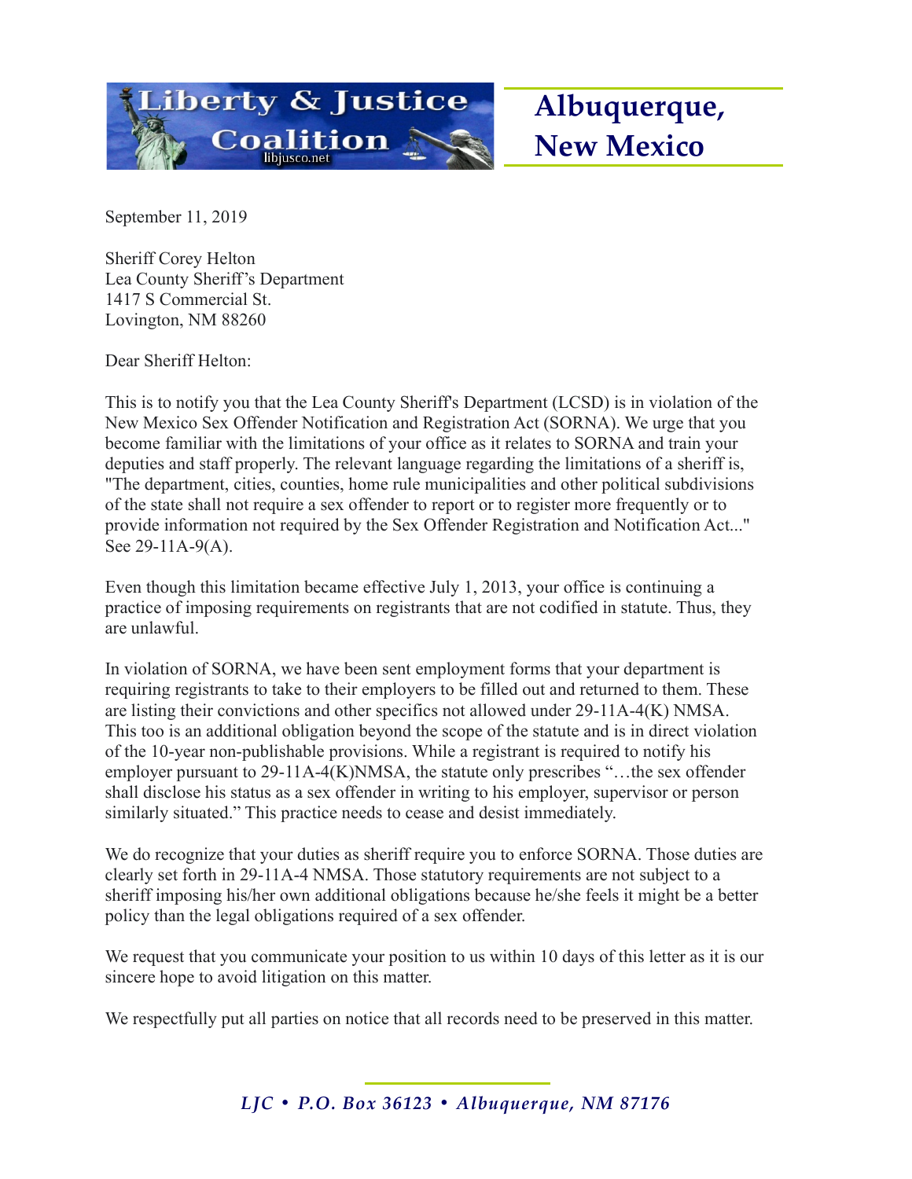Liberty & Justice Coalition

libjusco.net

**Albuquerque, New Mexico**

September 11, 2019

Sheriff Corey Helton
Lea County Sheriff's Department
1417 S Commercial St.
Lovington, NM 88260

Dear Sheriff Helton:

This is to notify you that the Lea County Sheriff's Department (LCSD) is in violation of the New Mexico Sex Offender Notification and Registration Act (SORNA). We urge that you become familiar with the limitations of your office as it relates to SORNA and train your deputies and staff properly. The relevant language regarding the limitations of a sheriff is, "The department, cities, counties, home rule municipalities and other political subdivisions of the state shall not require a sex offender to report or to register more frequently or to provide information not required by the Sex Offender Registration and Notification Act..." See 29-11A-9(A).

Even though this limitation became effective July 1, 2013, your office is continuing a practice of imposing requirements on registrants that are not codified in statute. Thus, they are unlawful.

In violation of SORNA, we have been sent employment forms that your department is requiring registrants to take to their employers to be filled out and returned to them. These are listing their convictions and other specifics not allowed under 29-11A-4(K) NMSA. This too is an additional obligation beyond the scope of the statute and is in direct violation of the 10-year non-publishable provisions. While a registrant is required to notify his employer pursuant to 29-11A-4(K)NMSA, the statute only prescribes "…the sex offender shall disclose his status as a sex offender in writing to his employer, supervisor or person similarly situated." This practice needs to cease and desist immediately.

We do recognize that your duties as sheriff require you to enforce SORNA. Those duties are clearly set forth in 29-11A-4 NMSA. Those statutory requirements are not subject to a sheriff imposing his/her own additional obligations because he/she feels it might be a better policy than the legal obligations required of a sex offender.

We request that you communicate your position to us within 10 days of this letter as it is our sincere hope to avoid litigation on this matter.

We respectfully put all parties on notice that all records need to be preserved in this matter.

*LJC • P.O. Box 36123 • Albuquerque, NM 87176*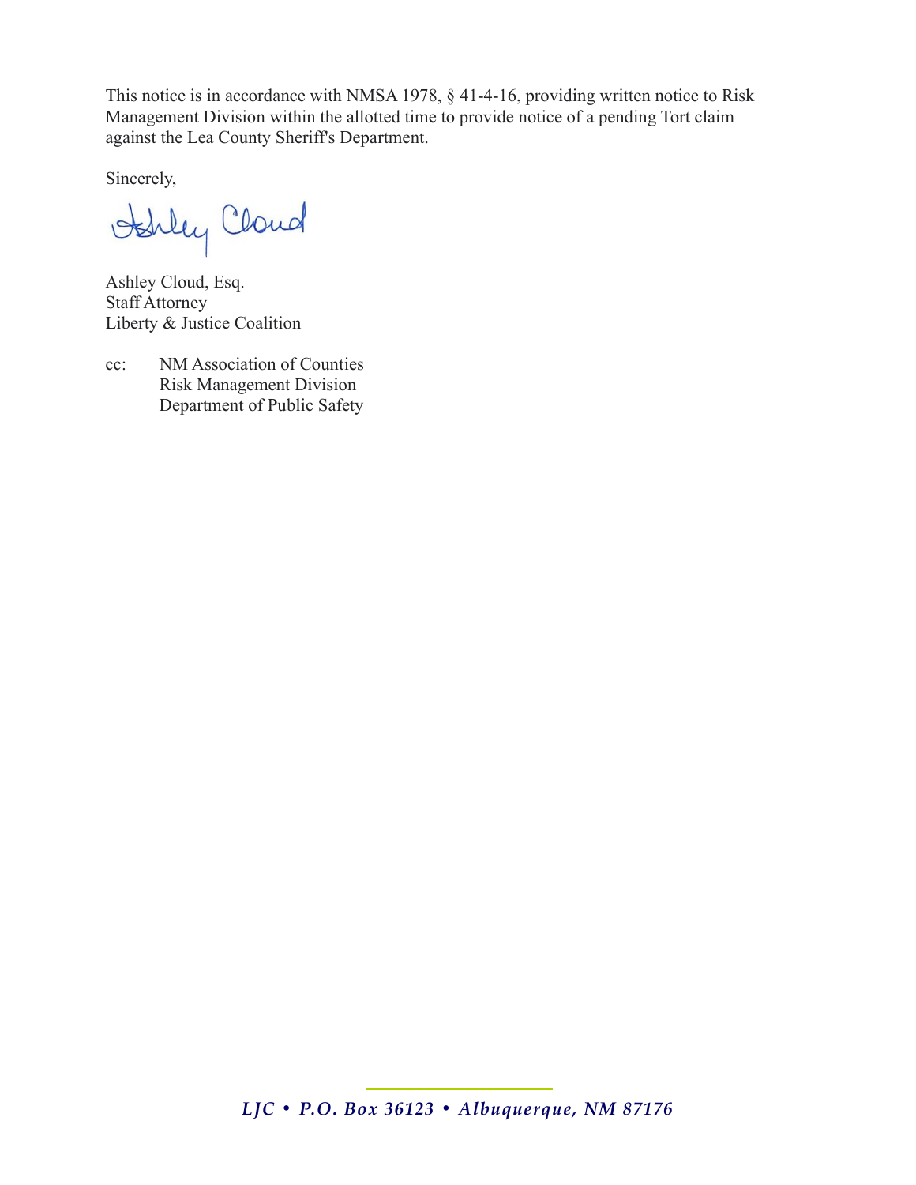This notice is in accordance with NMSA 1978, § 41-4-16, providing written notice to Risk Management Division within the allotted time to provide notice of a pending Tort claim against the Lea County Sheriff's Department.

Sincerely,

Ashley Cloud, Esq.
Staff Attorney
Liberty & Justice Coalition

cc: NM Association of Counties
Risk Management Division
Department of Public Safety

*LJC • P.O. Box 36123 • Albuquerque, NM 87176*